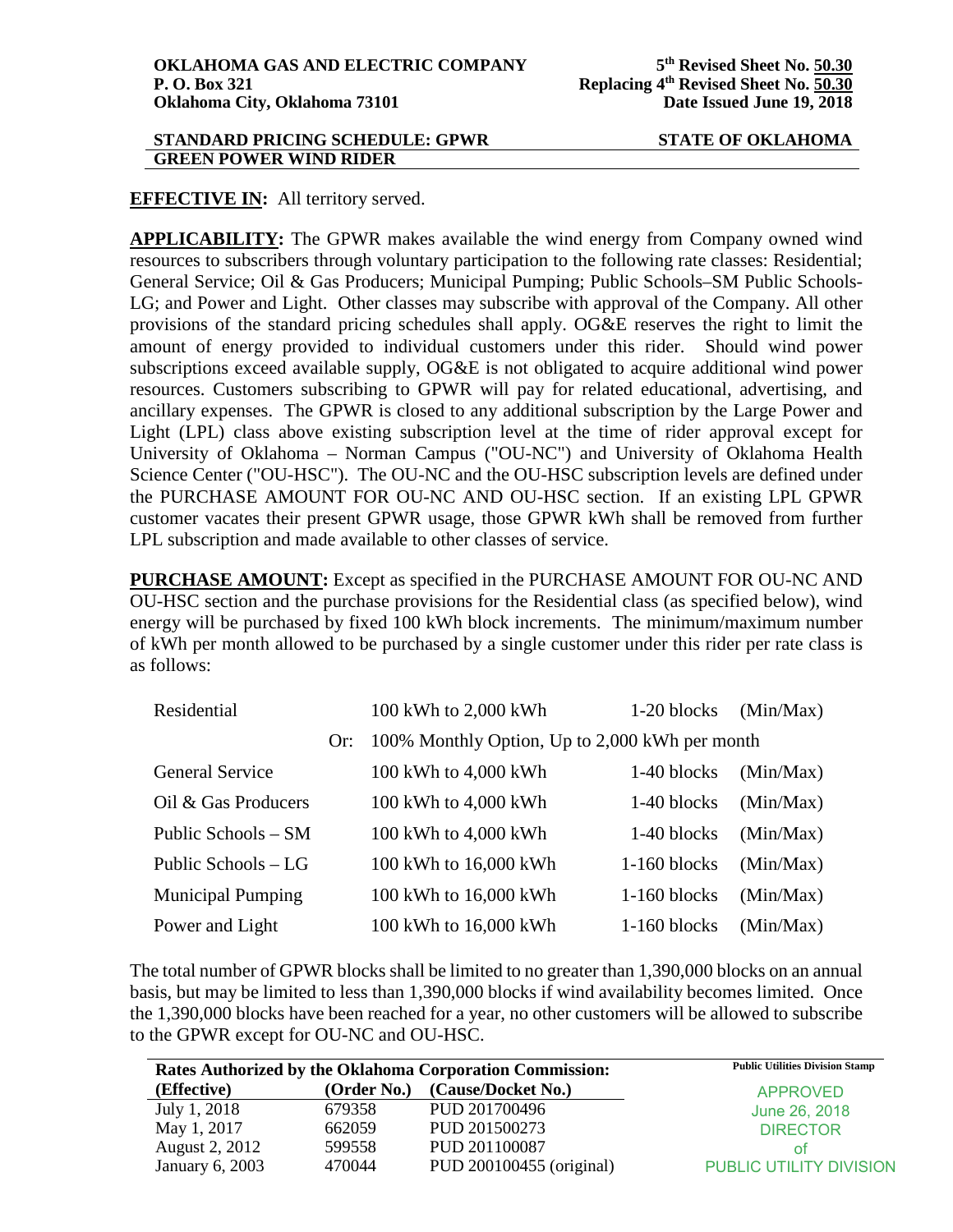**OKLAHOMA GAS AND ELECTRIC COMPANY**
**P. O. Box 321**
**Oklahoma City, Oklahoma 73101**

**5th Revised Sheet No. 50.30**
**Replacing 4th Revised Sheet No. 50.30**
**Date Issued June 19, 2018**

**STANDARD PRICING SCHEDULE: GPWR** **STATE OF OKLAHOMA**
**GREEN POWER WIND RIDER**

**EFFECTIVE IN:** All territory served.

**APPLICABILITY:** The GPWR makes available the wind energy from Company owned wind resources to subscribers through voluntary participation to the following rate classes: Residential; General Service; Oil & Gas Producers; Municipal Pumping; Public Schools–SM Public Schools-LG; and Power and Light. Other classes may subscribe with approval of the Company. All other provisions of the standard pricing schedules shall apply. OG&E reserves the right to limit the amount of energy provided to individual customers under this rider. Should wind power subscriptions exceed available supply, OG&E is not obligated to acquire additional wind power resources. Customers subscribing to GPWR will pay for related educational, advertising, and ancillary expenses. The GPWR is closed to any additional subscription by the Large Power and Light (LPL) class above existing subscription level at the time of rider approval except for University of Oklahoma – Norman Campus ("OU-NC") and University of Oklahoma Health Science Center ("OU-HSC"). The OU-NC and the OU-HSC subscription levels are defined under the PURCHASE AMOUNT FOR OU-NC AND OU-HSC section. If an existing LPL GPWR customer vacates their present GPWR usage, those GPWR kWh shall be removed from further LPL subscription and made available to other classes of service.

**PURCHASE AMOUNT:** Except as specified in the PURCHASE AMOUNT FOR OU-NC AND OU-HSC section and the purchase provisions for the Residential class (as specified below), wind energy will be purchased by fixed 100 kWh block increments. The minimum/maximum number of kWh per month allowed to be purchased by a single customer under this rider per rate class is as follows:

| | | | | |
|---|---|---|---|---|
| Residential | | 100 kWh to 2,000 kWh | 1-20 blocks | (Min/Max) |
| | Or: | 100% Monthly Option, Up to 2,000 kWh per month | | |
| General Service | | 100 kWh to 4,000 kWh | 1-40 blocks | (Min/Max) |
| Oil & Gas Producers | | 100 kWh to 4,000 kWh | 1-40 blocks | (Min/Max) |
| Public Schools – SM | | 100 kWh to 4,000 kWh | 1-40 blocks | (Min/Max) |
| Public Schools – LG | | 100 kWh to 16,000 kWh | 1-160 blocks | (Min/Max) |
| Municipal Pumping | | 100 kWh to 16,000 kWh | 1-160 blocks | (Min/Max) |
| Power and Light | | 100 kWh to 16,000 kWh | 1-160 blocks | (Min/Max) |

The total number of GPWR blocks shall be limited to no greater than 1,390,000 blocks on an annual basis, but may be limited to less than 1,390,000 blocks if wind availability becomes limited. Once the 1,390,000 blocks have been reached for a year, no other customers will be allowed to subscribe to the GPWR except for OU-NC and OU-HSC.

**Rates Authorized by the Oklahoma Corporation Commission:**

| (Effective) | (Order No.) | (Cause/Docket No.) |
|---|---|---|
| July 1, 2018 | 679358 | PUD 201700496 |
| May 1, 2017 | 662059 | PUD 201500273 |
| August 2, 2012 | 599558 | PUD 201100087 |
| January 6, 2003 | 470044 | PUD 200100455 (original) |

**Public Utilities Division Stamp**
APPROVED
June 26, 2018
DIRECTOR
of
PUBLIC UTILITY DIVISION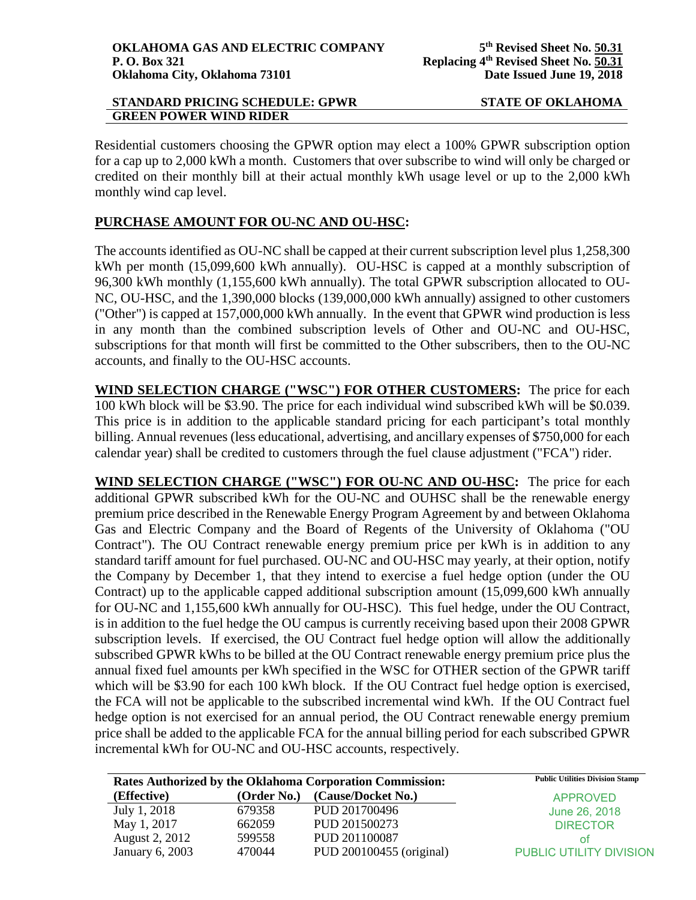Residential customers choosing the GPWR option may elect a 100% GPWR subscription option for a cap up to 2,000 kWh a month. Customers that over subscribe to wind will only be charged or credited on their monthly bill at their actual monthly kWh usage level or up to the 2,000 kWh monthly wind cap level.

**PURCHASE AMOUNT FOR OU-NC AND OU-HSC:**

The accounts identified as OU-NC shall be capped at their current subscription level plus 1,258,300 kWh per month (15,099,600 kWh annually). OU-HSC is capped at a monthly subscription of 96,300 kWh monthly (1,155,600 kWh annually). The total GPWR subscription allocated to OU-NC, OU-HSC, and the 1,390,000 blocks (139,000,000 kWh annually) assigned to other customers ("Other") is capped at 157,000,000 kWh annually. In the event that GPWR wind production is less in any month than the combined subscription levels of Other and OU-NC and OU-HSC, subscriptions for that month will first be committed to the Other subscribers, then to the OU-NC accounts, and finally to the OU-HSC accounts.

**WIND SELECTION CHARGE ("WSC") FOR OTHER CUSTOMERS:** The price for each 100 kWh block will be $3.90. The price for each individual wind subscribed kWh will be $0.039. This price is in addition to the applicable standard pricing for each participant's total monthly billing. Annual revenues (less educational, advertising, and ancillary expenses of $750,000 for each calendar year) shall be credited to customers through the fuel clause adjustment ("FCA") rider.

**WIND SELECTION CHARGE ("WSC") FOR OU-NC AND OU-HSC:** The price for each additional GPWR subscribed kWh for the OU-NC and OUHSC shall be the renewable energy premium price described in the Renewable Energy Program Agreement by and between Oklahoma Gas and Electric Company and the Board of Regents of the University of Oklahoma ("OU Contract"). The OU Contract renewable energy premium price per kWh is in addition to any standard tariff amount for fuel purchased. OU-NC and OU-HSC may yearly, at their option, notify the Company by December 1, that they intend to exercise a fuel hedge option (under the OU Contract) up to the applicable capped additional subscription amount (15,099,600 kWh annually for OU-NC and 1,155,600 kWh annually for OU-HSC). This fuel hedge, under the OU Contract, is in addition to the fuel hedge the OU campus is currently receiving based upon their 2008 GPWR subscription levels. If exercised, the OU Contract fuel hedge option will allow the additionally subscribed GPWR kWhs to be billed at the OU Contract renewable energy premium price plus the annual fixed fuel amounts per kWh specified in the WSC for OTHER section of the GPWR tariff which will be $3.90 for each 100 kWh block. If the OU Contract fuel hedge option is exercised, the FCA will not be applicable to the subscribed incremental wind kWh. If the OU Contract fuel hedge option is not exercised for an annual period, the OU Contract renewable energy premium price shall be added to the applicable FCA for the annual billing period for each subscribed GPWR incremental kWh for OU-NC and OU-HSC accounts, respectively.

**Rates Authorized by the Oklahoma Corporation Commission:**

| (Effective) | (Order No.) | (Cause/Docket No.) |
|---|---|---|
| July 1, 2018 | 679358 | PUD 201700496 |
| May 1, 2017 | 662059 | PUD 201500273 |
| August 2, 2012 | 599558 | PUD 201100087 |
| January 6, 2003 | 470044 | PUD 200100455 (original) |

Public Utilities Division Stamp

APPROVED
June 26, 2018
DIRECTOR
of
PUBLIC UTILITY DIVISION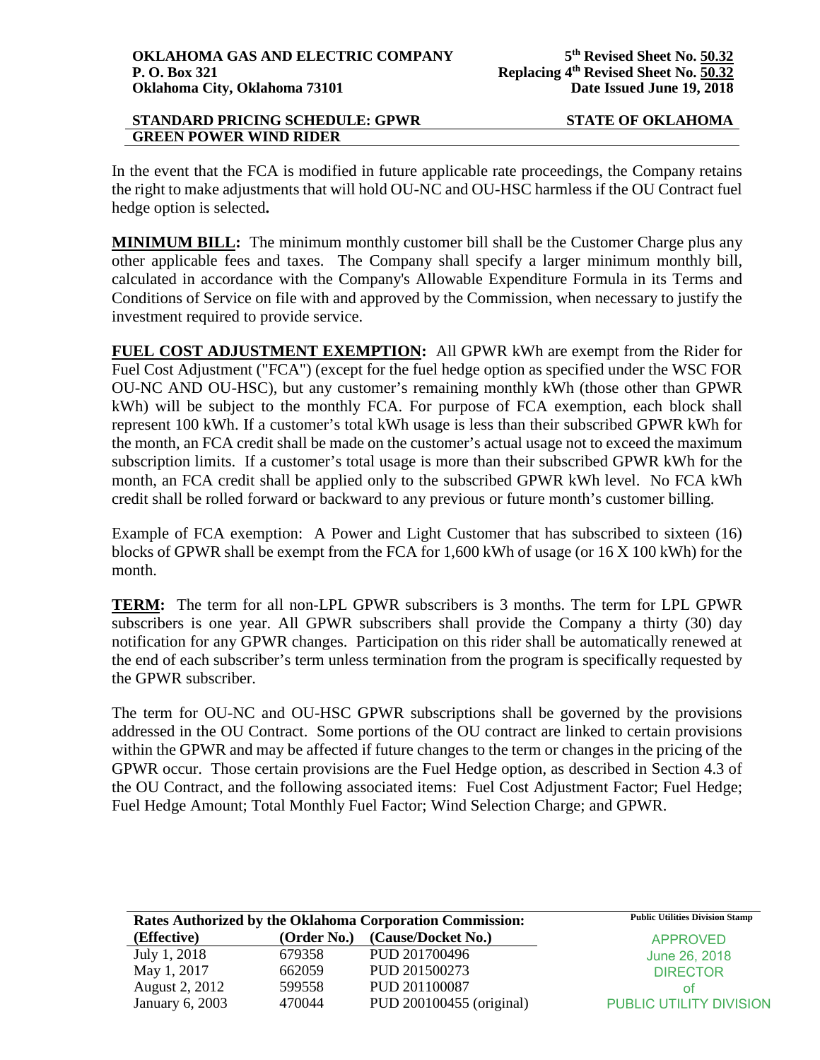In the event that the FCA is modified in future applicable rate proceedings, the Company retains the right to make adjustments that will hold OU-NC and OU-HSC harmless if the OU Contract fuel hedge option is selected**.**

**MINIMUM BILL:** The minimum monthly customer bill shall be the Customer Charge plus any other applicable fees and taxes. The Company shall specify a larger minimum monthly bill, calculated in accordance with the Company's Allowable Expenditure Formula in its Terms and Conditions of Service on file with and approved by the Commission, when necessary to justify the investment required to provide service.

**FUEL COST ADJUSTMENT EXEMPTION:** All GPWR kWh are exempt from the Rider for Fuel Cost Adjustment ("FCA") (except for the fuel hedge option as specified under the WSC FOR OU-NC AND OU-HSC), but any customer's remaining monthly kWh (those other than GPWR kWh) will be subject to the monthly FCA. For purpose of FCA exemption, each block shall represent 100 kWh. If a customer's total kWh usage is less than their subscribed GPWR kWh for the month, an FCA credit shall be made on the customer's actual usage not to exceed the maximum subscription limits. If a customer's total usage is more than their subscribed GPWR kWh for the month, an FCA credit shall be applied only to the subscribed GPWR kWh level. No FCA kWh credit shall be rolled forward or backward to any previous or future month's customer billing.

Example of FCA exemption: A Power and Light Customer that has subscribed to sixteen (16) blocks of GPWR shall be exempt from the FCA for 1,600 kWh of usage (or 16 X 100 kWh) for the month.

**TERM:** The term for all non-LPL GPWR subscribers is 3 months. The term for LPL GPWR subscribers is one year. All GPWR subscribers shall provide the Company a thirty (30) day notification for any GPWR changes. Participation on this rider shall be automatically renewed at the end of each subscriber's term unless termination from the program is specifically requested by the GPWR subscriber.

The term for OU-NC and OU-HSC GPWR subscriptions shall be governed by the provisions addressed in the OU Contract. Some portions of the OU contract are linked to certain provisions within the GPWR and may be affected if future changes to the term or changes in the pricing of the GPWR occur. Those certain provisions are the Fuel Hedge option, as described in Section 4.3 of the OU Contract, and the following associated items: Fuel Cost Adjustment Factor; Fuel Hedge; Fuel Hedge Amount; Total Monthly Fuel Factor; Wind Selection Charge; and GPWR.

**Rates Authorized by the Oklahoma Corporation Commission:**

| (Effective) | (Order No.) | (Cause/Docket No.) |
|---|---|---|
| July 1, 2018 | 679358 | PUD 201700496 |
| May 1, 2017 | 662059 | PUD 201500273 |
| August 2, 2012 | 599558 | PUD 201100087 |
| January 6, 2003 | 470044 | PUD 200100455 (original) |

Public Utilities Division Stamp

APPROVED
June 26, 2018
DIRECTOR
of
PUBLIC UTILITY DIVISION